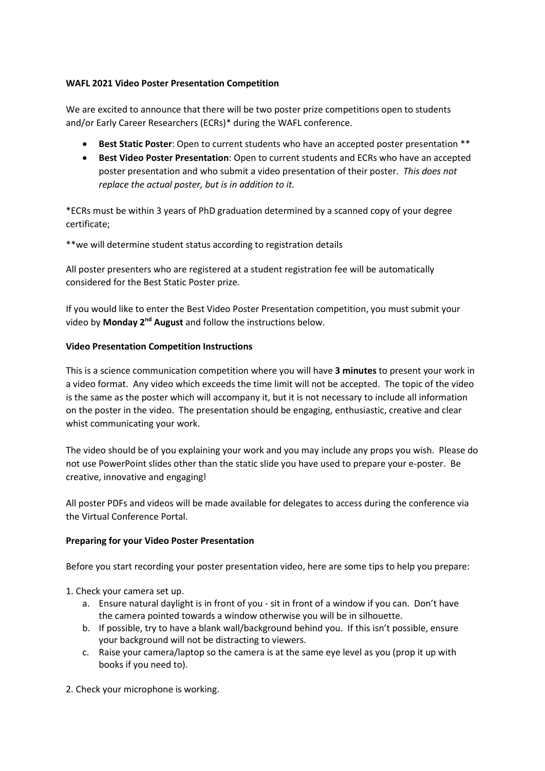**WAFL 2021 Video Poster Presentation Competition**

We are excited to announce that there will be two poster prize competitions open to students and/or Early Career Researchers (ECRs)* during the WAFL conference.

- **Best Static Poster**: Open to current students who have an accepted poster presentation **
- **Best Video Poster Presentation**: Open to current students and ECRs who have an accepted poster presentation and who submit a video presentation of their poster. *This does not replace the actual poster, but is in addition to it.*

*ECRs must be within 3 years of PhD graduation determined by a scanned copy of your degree certificate;

**we will determine student status according to registration details

All poster presenters who are registered at a student registration fee will be automatically considered for the Best Static Poster prize.

If you would like to enter the Best Video Poster Presentation competition, you must submit your video by **Monday 2nd August** and follow the instructions below.

**Video Presentation Competition Instructions**

This is a science communication competition where you will have **3 minutes** to present your work in a video format. Any video which exceeds the time limit will not be accepted. The topic of the video is the same as the poster which will accompany it, but it is not necessary to include all information on the poster in the video. The presentation should be engaging, enthusiastic, creative and clear whist communicating your work.

The video should be of you explaining your work and you may include any props you wish. Please do not use PowerPoint slides other than the static slide you have used to prepare your e-poster. Be creative, innovative and engaging!

All poster PDFs and videos will be made available for delegates to access during the conference via the Virtual Conference Portal.

**Preparing for your Video Poster Presentation**

Before you start recording your poster presentation video, here are some tips to help you prepare:

1. Check your camera set up.
   a. Ensure natural daylight is in front of you - sit in front of a window if you can. Don't have the camera pointed towards a window otherwise you will be in silhouette.
   b. If possible, try to have a blank wall/background behind you. If this isn't possible, ensure your background will not be distracting to viewers.
   c. Raise your camera/laptop so the camera is at the same eye level as you (prop it up with books if you need to).

2. Check your microphone is working.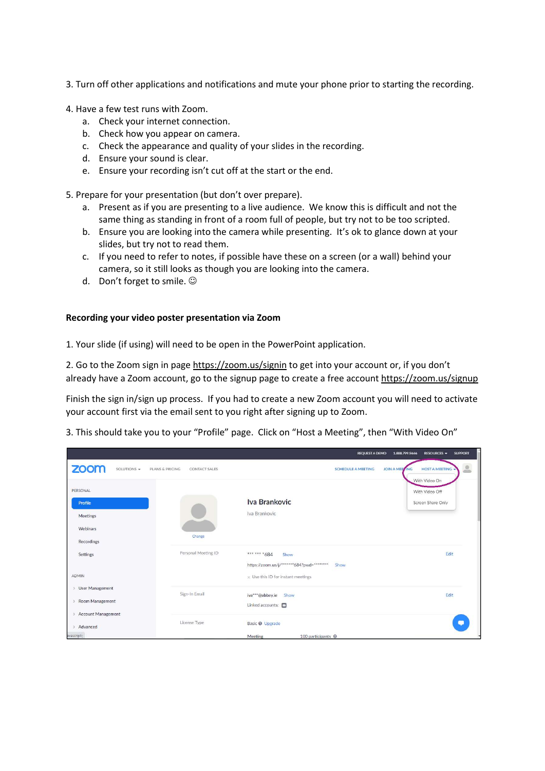3. Turn off other applications and notifications and mute your phone prior to starting the recording.

4. Have a few test runs with Zoom.
   a. Check your internet connection.
   b. Check how you appear on camera.
   c. Check the appearance and quality of your slides in the recording.
   d. Ensure your sound is clear.
   e. Ensure your recording isn't cut off at the start or the end.

5. Prepare for your presentation (but don't over prepare).
   a. Present as if you are presenting to a live audience. We know this is difficult and not the same thing as standing in front of a room full of people, but try not to be too scripted.
   b. Ensure you are looking into the camera while presenting. It's ok to glance down at your slides, but try not to read them.
   c. If you need to refer to notes, if possible have these on a screen (or a wall) behind your camera, so it still looks as though you are looking into the camera.
   d. Don't forget to smile. ☺

**Recording your video poster presentation via Zoom**

1. Your slide (if using) will need to be open in the PowerPoint application.

2. Go to the Zoom sign in page https://zoom.us/signin to get into your account or, if you don't already have a Zoom account, go to the signup page to create a free account https://zoom.us/signup

Finish the sign in/sign up process. If you had to create a new Zoom account you will need to activate your account first via the email sent to you right after signing up to Zoom.

3. This should take you to your "Profile" page. Click on "Host a Meeting", then "With Video On"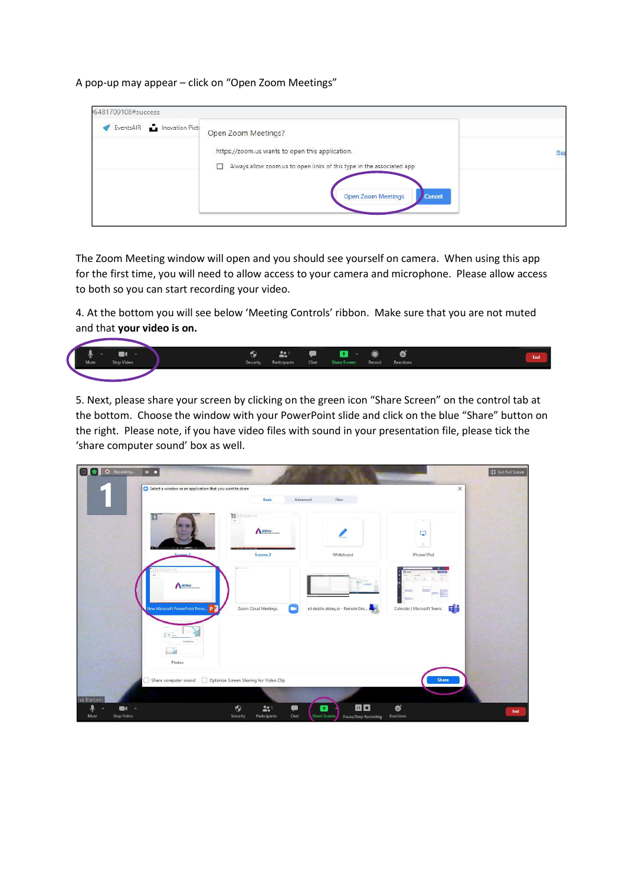A pop-up may appear – click on "Open Zoom Meetings"

The Zoom Meeting window will open and you should see yourself on camera. When using this app for the first time, you will need to allow access to your camera and microphone. Please allow access to both so you can start recording your video.

4. At the bottom you will see below 'Meeting Controls' ribbon. Make sure that you are not muted and that **your video is on.**

5. Next, please share your screen by clicking on the green icon "Share Screen" on the control tab at the bottom. Choose the window with your PowerPoint slide and click on the blue "Share" button on the right. Please note, if you have video files with sound in your presentation file, please tick the 'share computer sound' box as well.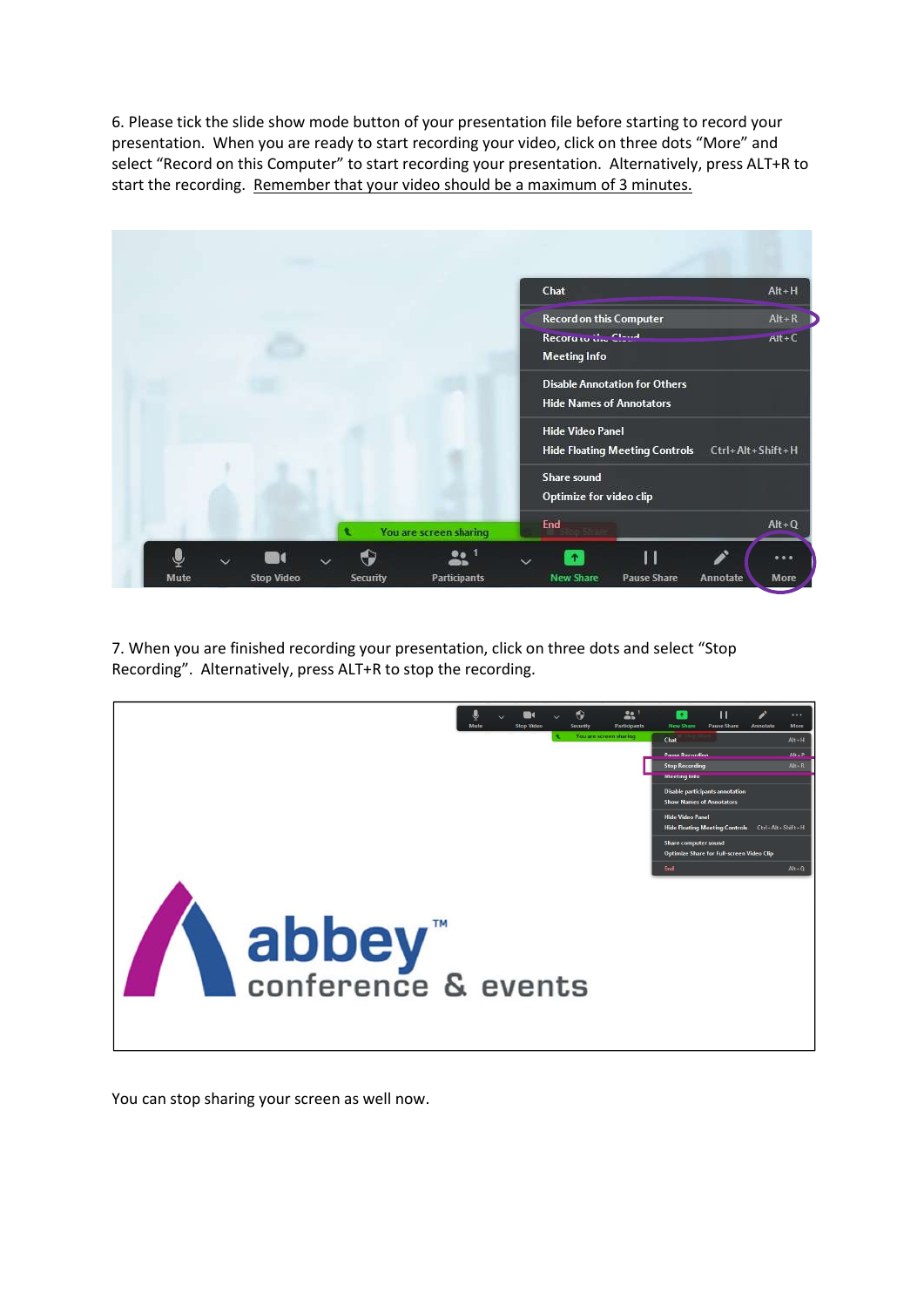6. Please tick the slide show mode button of your presentation file before starting to record your presentation. When you are ready to start recording your video, click on three dots "More" and select "Record on this Computer" to start recording your presentation. Alternatively, press ALT+R to start the recording. Remember that your video should be a maximum of 3 minutes.

7. When you are finished recording your presentation, click on three dots and select "Stop Recording". Alternatively, press ALT+R to stop the recording.

You can stop sharing your screen as well now.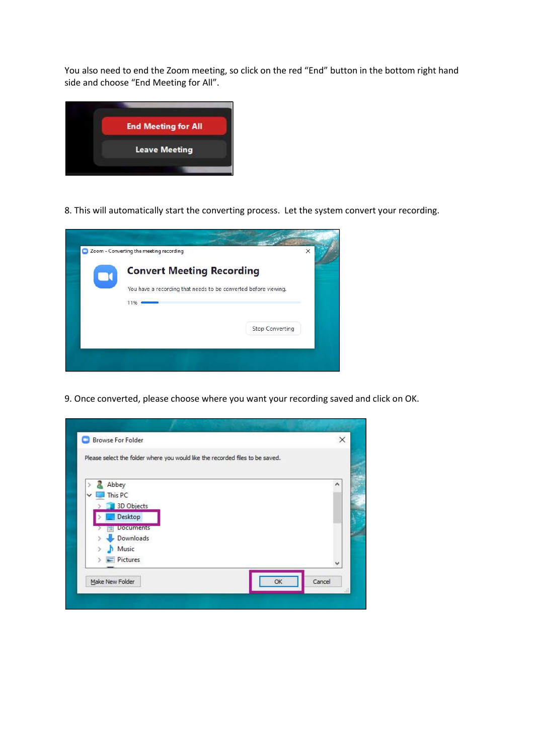You also need to end the Zoom meeting, so click on the red "End" button in the bottom right hand side and choose "End Meeting for All".

8. This will automatically start the converting process. Let the system convert your recording.

9. Once converted, please choose where you want your recording saved and click on OK.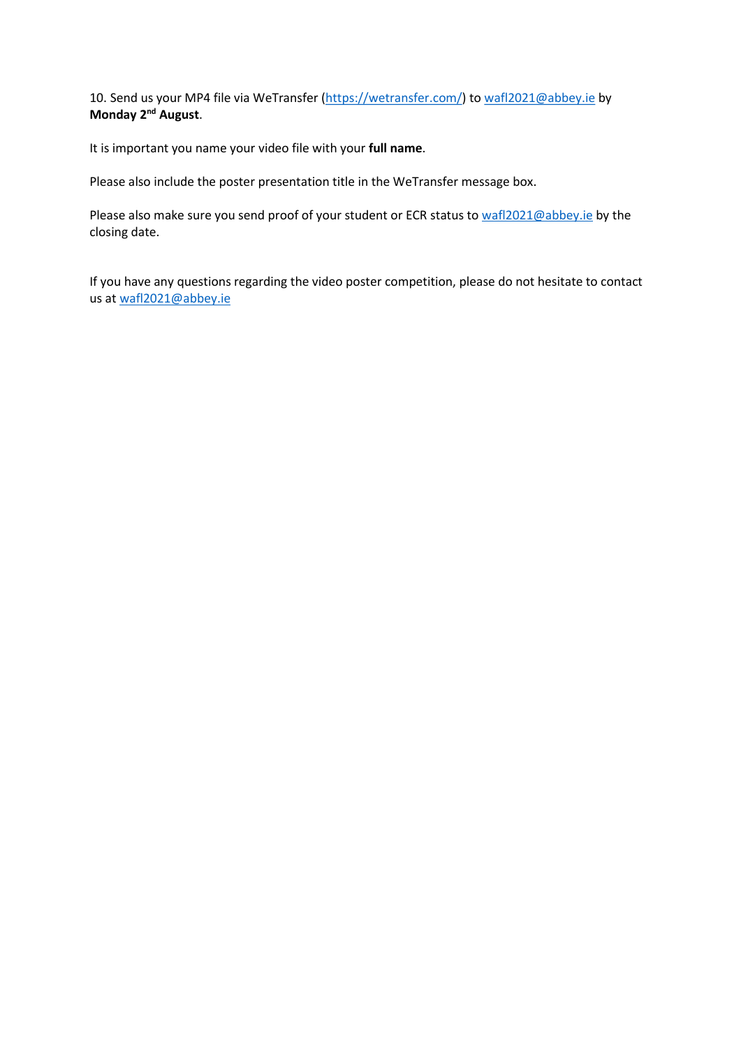10. Send us your MP4 file via WeTransfer (https://wetransfer.com/) to wafl2021@abbey.ie by **Monday 2nd August**.

It is important you name your video file with your **full name**.

Please also include the poster presentation title in the WeTransfer message box.

Please also make sure you send proof of your student or ECR status to wafl2021@abbey.ie by the closing date.

If you have any questions regarding the video poster competition, please do not hesitate to contact us at wafl2021@abbey.ie